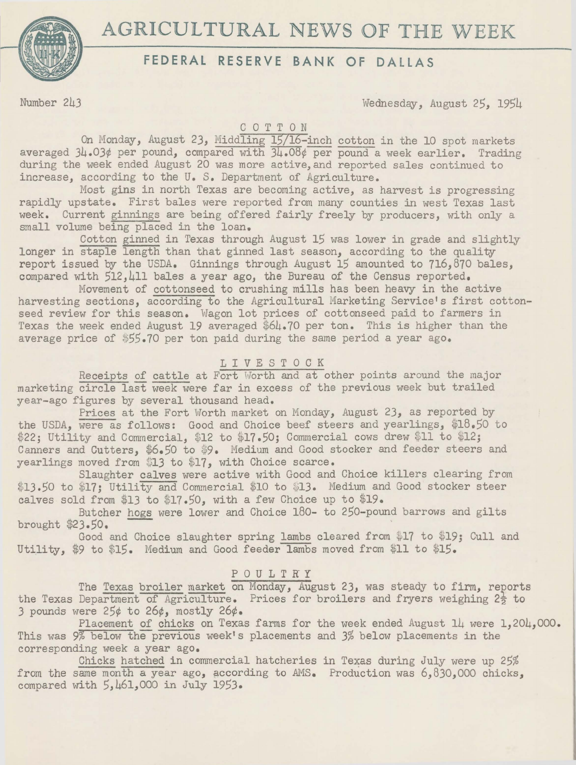# AGRICULTURAL NEWS OF THE WEEK

## FEDERAL RESERVE BANK OF DALLAS

Number 243 Wednesday, August 25, 1954

### COTTON

On Monday, August 23, Middling 15/16-inch cotton in the 10 spot markets averaged 34.03¢ per pound, compared with 34.08¢ per pound a week earlier. Trading during the week ended August 20 was more active, and reported sales continued to increase, according to the U. S. Department of Agriculture.

Most gins in north Texas are becoming active, as harvest is progressing rapidly upstate. First bales were reported from many counties in west Texas last week. Current ginnings are being offered fairly freely by producers, with only a small volume being placed in the loan.

Cotton ginned in Texas through August 15 was lower in grade and slightly longer in staple length than that ginned last season, according to the quality report issued by the USDA. Ginnings through August 15 amounted to 716,870 bales, compared with 512,411 bales a year ago, the Bureau of the Census reported.

Movement of cottonseed to crushing mills has been heavy in the active harvesting sections, according to the Agricultural Marketing Service's first cottonseed review for this season. Wagon lot prices of cottonseed paid to farmers in Texas the week ended August 19 averaged $64.70 per ton. This is higher than the average price of $55.70 per ton paid during the same period a year ago.

### LIVESTOCK

Receipts of cattle at Fort Worth and at other points around the major marketing circle last week were far in excess of the previous week but trailed year-ago figures by several thousand head.

Prices at the Fort Worth market on Monday, August 23, as reported by the USDA, were as follows: Good and Choice beef steers and yearlings, $18.50 to $22; Utility and Commercial, $12 to $17.50; Commercial cows drew $11 to $12; Canners and Cutters, $6.50 to $9. Medium and Good stocker and feeder steers and yearlings moved from $13 to $17, with Choice scarce.

Slaughter calves were active with Good and Choice killers clearing from $13.50 to $17; Utility and Commercial $10 to $13. Medium and Good stocker steer calves sold from $13 to $17.50, with a few Choice up to $19.

Butcher hogs were lower and Choice 180- to 250-pound barrows and gilts brought $23.50.

Good and Choice slaughter spring lambs cleared from $17 to $19; Cull and Utility, $9 to $15. Medium and Good feeder lambs moved from $11 to $15.

### POULTRY

The Texas broiler market on Monday, August 23, was steady to firm, reports the Texas Department of Agriculture. Prices for broilers and fryers weighing 2½ to 3 pounds were 25¢ to 26¢, mostly 26¢.

Placement of chicks on Texas farms for the week ended August 14 were 1,204,000. This was 9% below the previous week's placements and 3% below placements in the corresponding week a year ago.

Chicks hatched in commercial hatcheries in Texas during July were up 25% from the same month a year ago, according to AMS. Production was 6,830,000 chicks, compared with 5,461,000 in July 1953.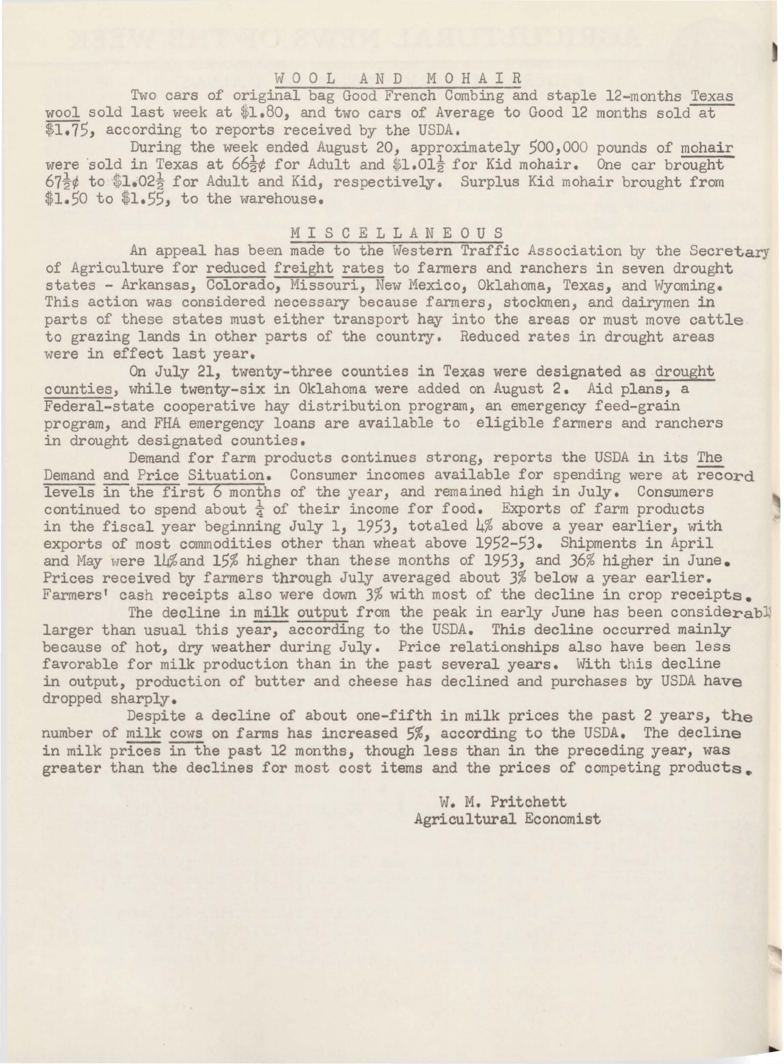## W O O L   A N D   M O H A I R

Two cars of original bag Good French Combing and staple 12-months Texas wool sold last week at $1.80, and two cars of Average to Good 12 months sold at $1.75, according to reports received by the USDA.

During the week ended August 20, approximately 500,000 pounds of mohair were sold in Texas at 66½¢ for Adult and $1.01½ for Kid mohair. One car brought 67½¢ to $1.02½ for Adult and Kid, respectively. Surplus Kid mohair brought from $1.50 to $1.55, to the warehouse.

## M I S C E L L A N E O U S

An appeal has been made to the Western Traffic Association by the Secretary of Agriculture for reduced freight rates to farmers and ranchers in seven drought states - Arkansas, Colorado, Missouri, New Mexico, Oklahoma, Texas, and Wyoming. This action was considered necessary because farmers, stockmen, and dairymen in parts of these states must either transport hay into the areas or must move cattle to grazing lands in other parts of the country. Reduced rates in drought areas were in effect last year.

On July 21, twenty-three counties in Texas were designated as drought counties, while twenty-six in Oklahoma were added on August 2. Aid plans, a Federal-state cooperative hay distribution program, an emergency feed-grain program, and FHA emergency loans are available to eligible farmers and ranchers in drought designated counties.

Demand for farm products continues strong, reports the USDA in its The Demand and Price Situation. Consumer incomes available for spending were at record levels in the first 6 months of the year, and remained high in July. Consumers continued to spend about ¼ of their income for food. Exports of farm products in the fiscal year beginning July 1, 1953, totaled 4% above a year earlier, with exports of most commodities other than wheat above 1952-53. Shipments in April and May were 14% and 15% higher than these months of 1953, and 36% higher in June. Prices received by farmers through July averaged about 3% below a year earlier. Farmers' cash receipts also were down 3% with most of the decline in crop receipts.

The decline in milk output from the peak in early June has been considerably larger than usual this year, according to the USDA. This decline occurred mainly because of hot, dry weather during July. Price relationships also have been less favorable for milk production than in the past several years. With this decline in output, production of butter and cheese has declined and purchases by USDA have dropped sharply.

Despite a decline of about one-fifth in milk prices the past 2 years, the number of milk cows on farms has increased 5%, according to the USDA. The decline in milk prices in the past 12 months, though less than in the preceding year, was greater than the declines for most cost items and the prices of competing products.

W. M. Pritchett
Agricultural Economist